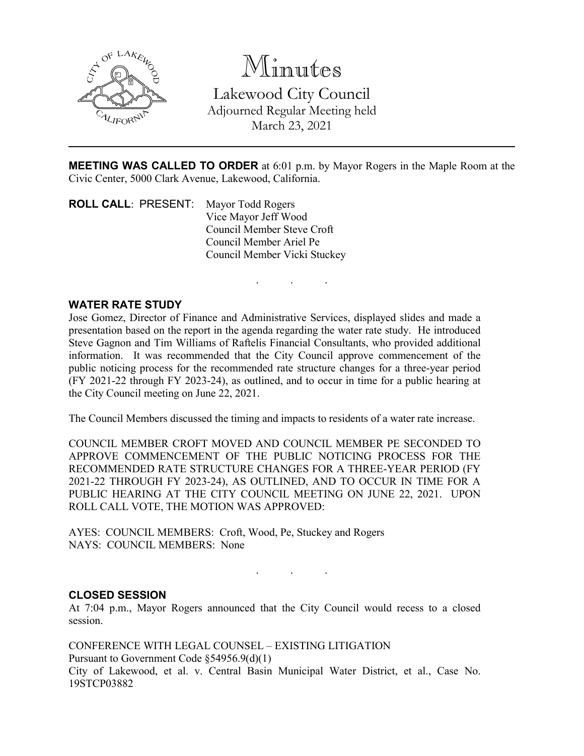# Minutes

Lakewood City Council
Adjourned Regular Meeting held
March 23, 2021

---

**MEETING WAS CALLED TO ORDER** at 6:01 p.m. by Mayor Rogers in the Maple Room at the Civic Center, 5000 Clark Avenue, Lakewood, California.

**ROLL CALL**: PRESENT: Mayor Todd Rogers
Vice Mayor Jeff Wood
Council Member Steve Croft
Council Member Ariel Pe
Council Member Vicki Stuckey

. . .

## WATER RATE STUDY

Jose Gomez, Director of Finance and Administrative Services, displayed slides and made a presentation based on the report in the agenda regarding the water rate study. He introduced Steve Gagnon and Tim Williams of Raftelis Financial Consultants, who provided additional information. It was recommended that the City Council approve commencement of the public noticing process for the recommended rate structure changes for a three-year period (FY 2021-22 through FY 2023-24), as outlined, and to occur in time for a public hearing at the City Council meeting on June 22, 2021.

The Council Members discussed the timing and impacts to residents of a water rate increase.

COUNCIL MEMBER CROFT MOVED AND COUNCIL MEMBER PE SECONDED TO APPROVE COMMENCEMENT OF THE PUBLIC NOTICING PROCESS FOR THE RECOMMENDED RATE STRUCTURE CHANGES FOR A THREE-YEAR PERIOD (FY 2021-22 THROUGH FY 2023-24), AS OUTLINED, AND TO OCCUR IN TIME FOR A PUBLIC HEARING AT THE CITY COUNCIL MEETING ON JUNE 22, 2021. UPON ROLL CALL VOTE, THE MOTION WAS APPROVED:

AYES: COUNCIL MEMBERS: Croft, Wood, Pe, Stuckey and Rogers
NAYS: COUNCIL MEMBERS: None

. . .

## CLOSED SESSION

At 7:04 p.m., Mayor Rogers announced that the City Council would recess to a closed session.

CONFERENCE WITH LEGAL COUNSEL – EXISTING LITIGATION
Pursuant to Government Code §54956.9(d)(1)
City of Lakewood, et al. v. Central Basin Municipal Water District, et al., Case No. 19STCP03882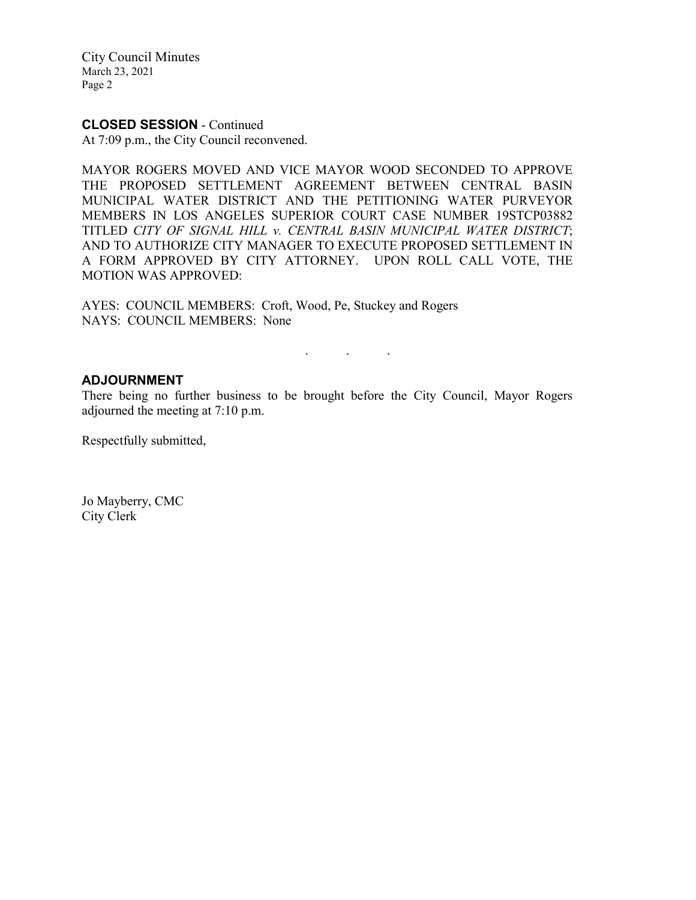**CLOSED SESSION** - Continued

At 7:09 p.m., the City Council reconvened.

MAYOR ROGERS MOVED AND VICE MAYOR WOOD SECONDED TO APPROVE THE PROPOSED SETTLEMENT AGREEMENT BETWEEN CENTRAL BASIN MUNICIPAL WATER DISTRICT AND THE PETITIONING WATER PURVEYOR MEMBERS IN LOS ANGELES SUPERIOR COURT CASE NUMBER 19STCP03882 TITLED *CITY OF SIGNAL HILL v. CENTRAL BASIN MUNICIPAL WATER DISTRICT*; AND TO AUTHORIZE CITY MANAGER TO EXECUTE PROPOSED SETTLEMENT IN A FORM APPROVED BY CITY ATTORNEY. UPON ROLL CALL VOTE, THE MOTION WAS APPROVED:

AYES: COUNCIL MEMBERS: Croft, Wood, Pe, Stuckey and Rogers
NAYS: COUNCIL MEMBERS: None

. . .

## ADJOURNMENT

There being no further business to be brought before the City Council, Mayor Rogers adjourned the meeting at 7:10 p.m.

Respectfully submitted,

Jo Mayberry, CMC
City Clerk